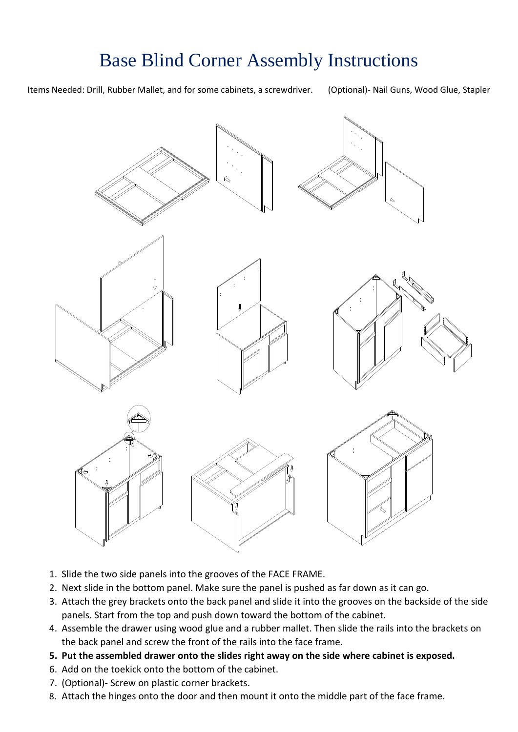# Base Blind Corner Assembly Instructions

Items Needed: Drill, Rubber Mallet, and for some cabinets, a screwdriver.     (Optional)- Nail Guns, Wood Glue, Stapler

1. Slide the two side panels into the grooves of the FACE FRAME.
2. Next slide in the bottom panel. Make sure the panel is pushed as far down as it can go.
3. Attach the grey brackets onto the back panel and slide it into the grooves on the backside of the side panels. Start from the top and push down toward the bottom of the cabinet.
4. Assemble the drawer using wood glue and a rubber mallet. Then slide the rails into the brackets on the back panel and screw the front of the rails into the face frame.
5. **Put the assembled drawer onto the slides right away on the side where cabinet is exposed.**
6. Add on the toekick onto the bottom of the cabinet.
7. (Optional)- Screw on plastic corner brackets.
8. Attach the hinges onto the door and then mount it onto the middle part of the face frame.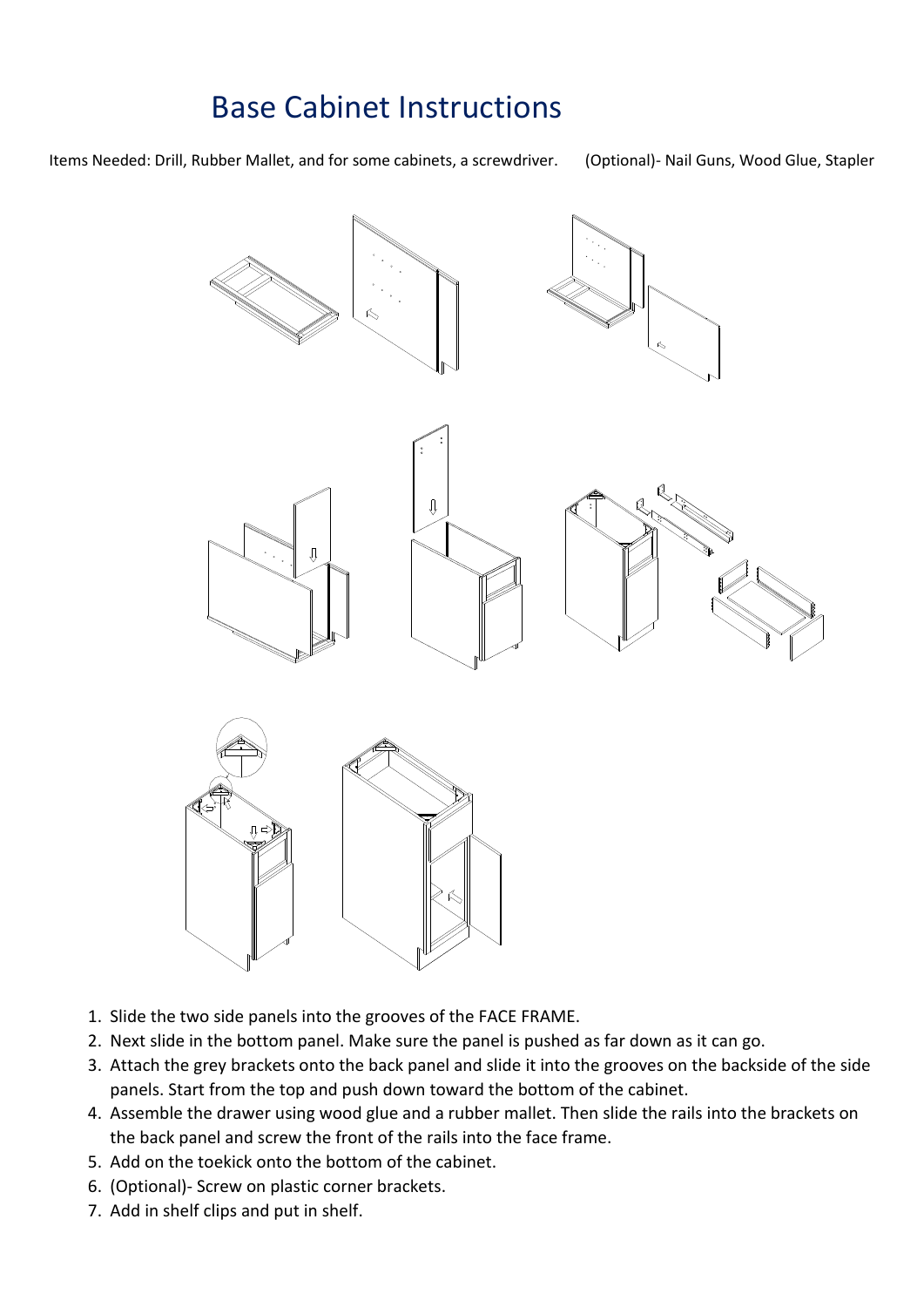# Base Cabinet Instructions

Items Needed: Drill, Rubber Mallet, and for some cabinets, a screwdriver. (Optional)- Nail Guns, Wood Glue, Stapler

1. Slide the two side panels into the grooves of the FACE FRAME.
2. Next slide in the bottom panel. Make sure the panel is pushed as far down as it can go.
3. Attach the grey brackets onto the back panel and slide it into the grooves on the backside of the side panels. Start from the top and push down toward the bottom of the cabinet.
4. Assemble the drawer using wood glue and a rubber mallet. Then slide the rails into the brackets on the back panel and screw the front of the rails into the face frame.
5. Add on the toekick onto the bottom of the cabinet.
6. (Optional)- Screw on plastic corner brackets.
7. Add in shelf clips and put in shelf.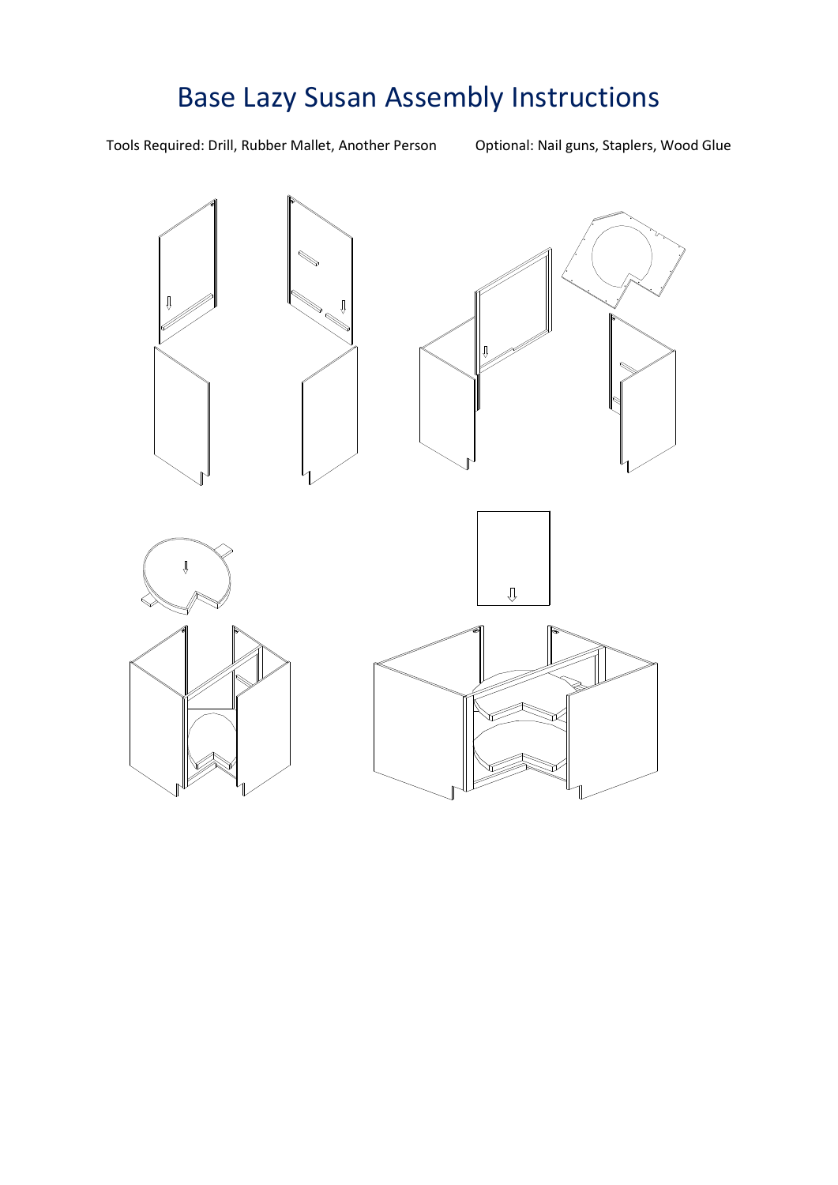# Base Lazy Susan Assembly Instructions

Tools Required: Drill, Rubber Mallet, Another Person

Optional: Nail guns, Staplers, Wood Glue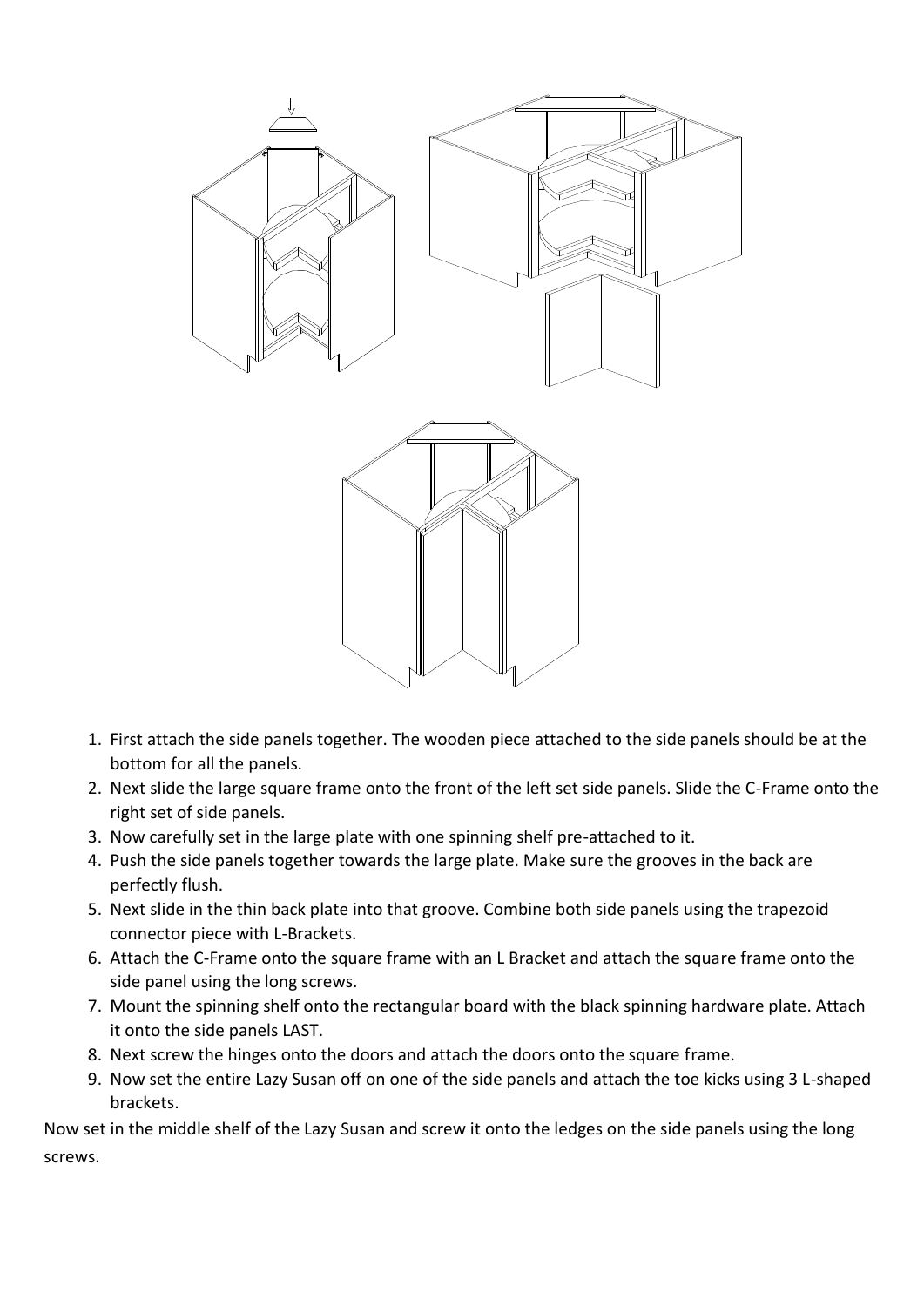1. First attach the side panels together. The wooden piece attached to the side panels should be at the bottom for all the panels.
2. Next slide the large square frame onto the front of the left set side panels. Slide the C-Frame onto the right set of side panels.
3. Now carefully set in the large plate with one spinning shelf pre-attached to it.
4. Push the side panels together towards the large plate. Make sure the grooves in the back are perfectly flush.
5. Next slide in the thin back plate into that groove. Combine both side panels using the trapezoid connector piece with L-Brackets.
6. Attach the C-Frame onto the square frame with an L Bracket and attach the square frame onto the side panel using the long screws.
7. Mount the spinning shelf onto the rectangular board with the black spinning hardware plate. Attach it onto the side panels LAST.
8. Next screw the hinges onto the doors and attach the doors onto the square frame.
9. Now set the entire Lazy Susan off on one of the side panels and attach the toe kicks using 3 L-shaped brackets.

Now set in the middle shelf of the Lazy Susan and screw it onto the ledges on the side panels using the long screws.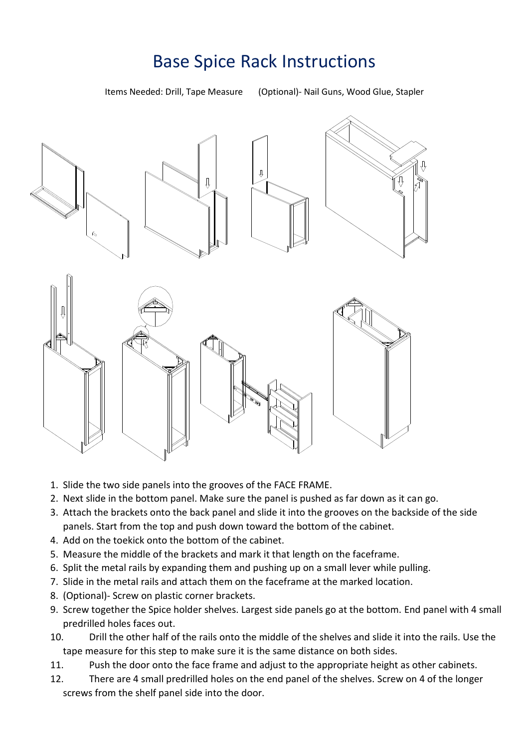# Base Spice Rack Instructions

Items Needed: Drill, Tape Measure (Optional)- Nail Guns, Wood Glue, Stapler

1. Slide the two side panels into the grooves of the FACE FRAME.
2. Next slide in the bottom panel. Make sure the panel is pushed as far down as it can go.
3. Attach the brackets onto the back panel and slide it into the grooves on the backside of the side panels. Start from the top and push down toward the bottom of the cabinet.
4. Add on the toekick onto the bottom of the cabinet.
5. Measure the middle of the brackets and mark it that length on the faceframe.
6. Split the metal rails by expanding them and pushing up on a small lever while pulling.
7. Slide in the metal rails and attach them on the faceframe at the marked location.
8. (Optional)- Screw on plastic corner brackets.
9. Screw together the Spice holder shelves. Largest side panels go at the bottom. End panel with 4 small predrilled holes faces out.
10. Drill the other half of the rails onto the middle of the shelves and slide it into the rails. Use the tape measure for this step to make sure it is the same distance on both sides.
11. Push the door onto the face frame and adjust to the appropriate height as other cabinets.
12. There are 4 small predrilled holes on the end panel of the shelves. Screw on 4 of the longer screws from the shelf panel side into the door.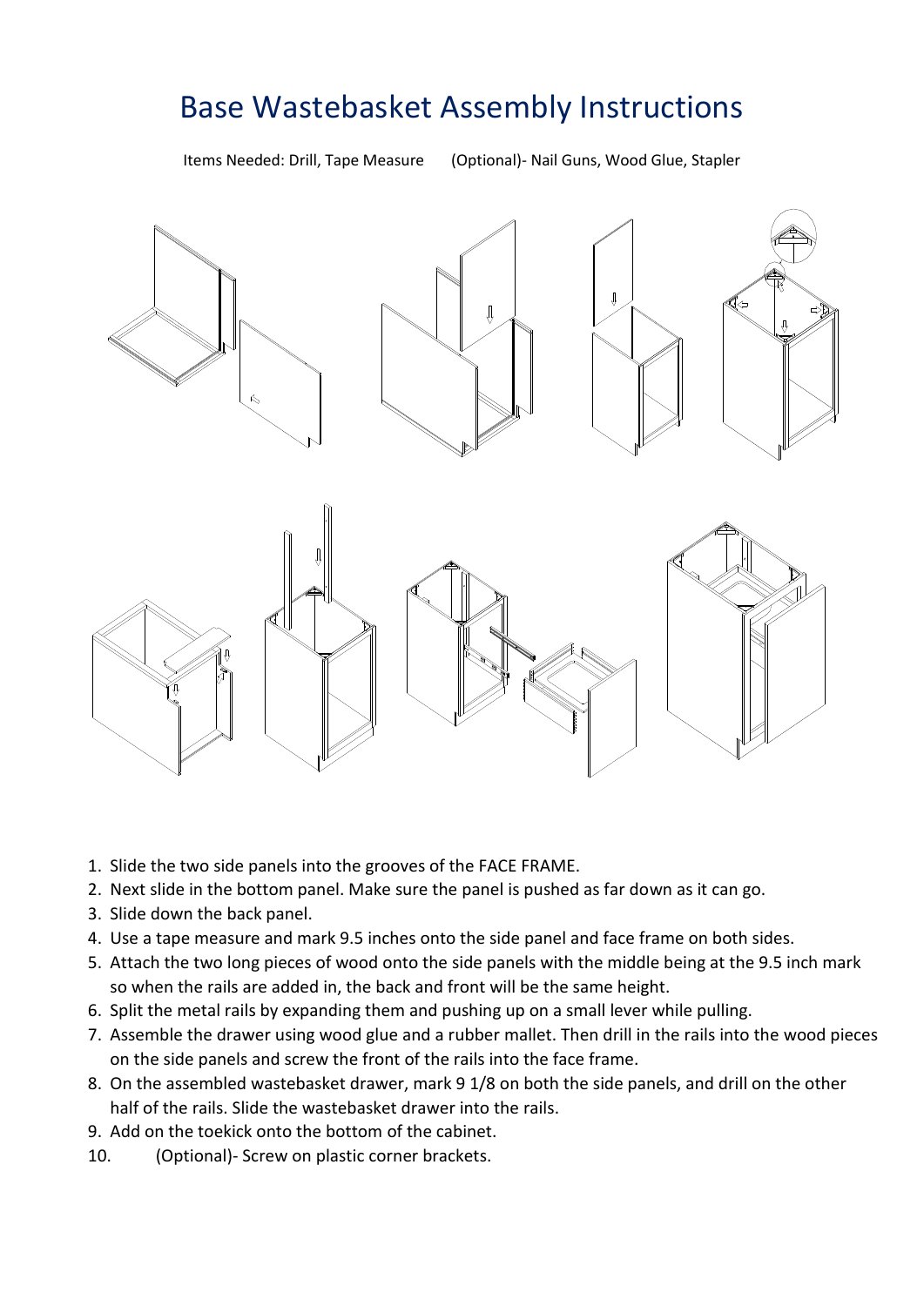# Base Wastebasket Assembly Instructions

Items Needed: Drill, Tape Measure (Optional)- Nail Guns, Wood Glue, Stapler

1. Slide the two side panels into the grooves of the FACE FRAME.
2. Next slide in the bottom panel. Make sure the panel is pushed as far down as it can go.
3. Slide down the back panel.
4. Use a tape measure and mark 9.5 inches onto the side panel and face frame on both sides.
5. Attach the two long pieces of wood onto the side panels with the middle being at the 9.5 inch mark so when the rails are added in, the back and front will be the same height.
6. Split the metal rails by expanding them and pushing up on a small lever while pulling.
7. Assemble the drawer using wood glue and a rubber mallet. Then drill in the rails into the wood pieces on the side panels and screw the front of the rails into the face frame.
8. On the assembled wastebasket drawer, mark 9 1/8 on both the side panels, and drill on the other half of the rails. Slide the wastebasket drawer into the rails.
9. Add on the toekick onto the bottom of the cabinet.
10. (Optional)- Screw on plastic corner brackets.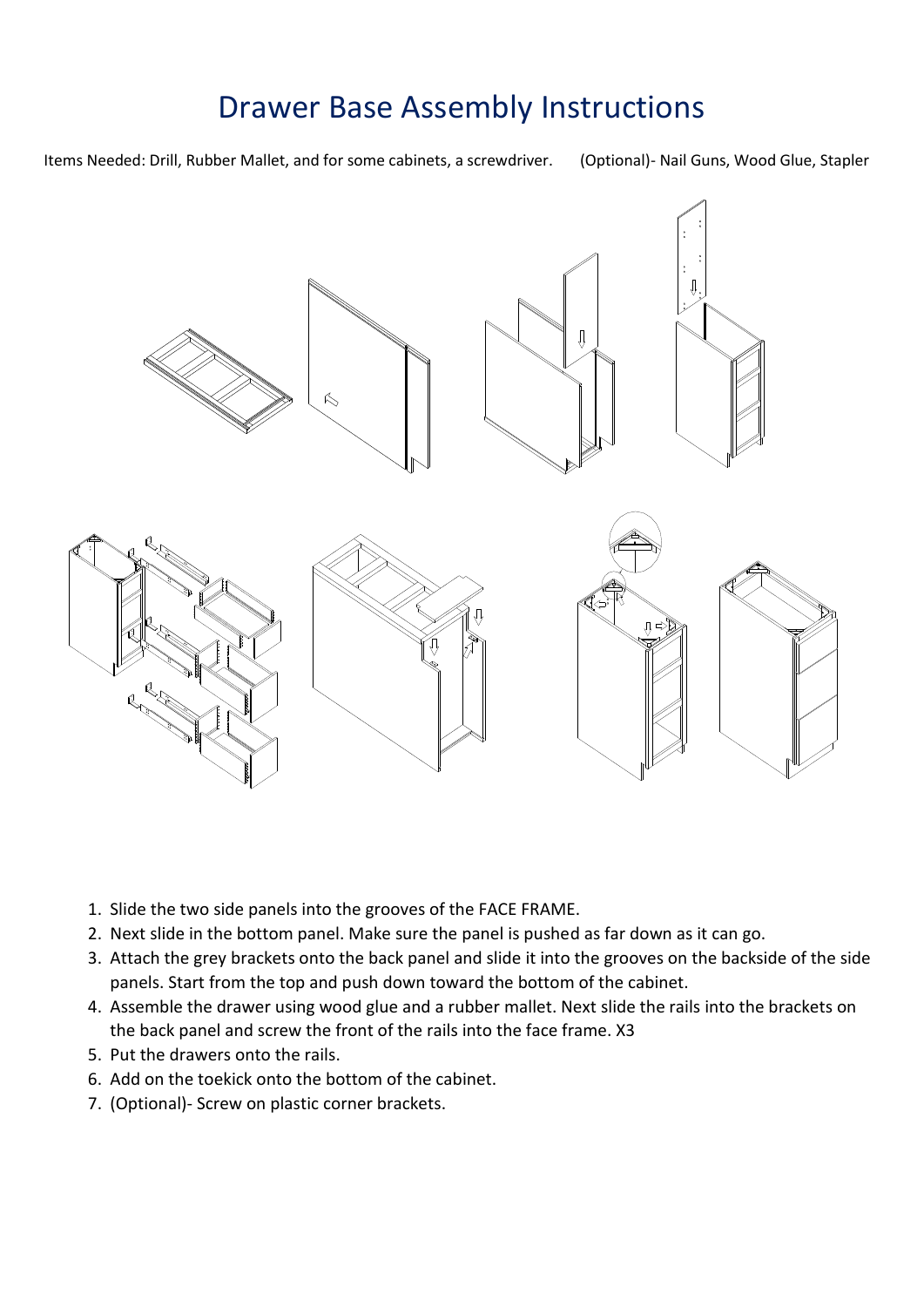# Drawer Base Assembly Instructions

Items Needed: Drill, Rubber Mallet, and for some cabinets, a screwdriver. (Optional)- Nail Guns, Wood Glue, Stapler

1. Slide the two side panels into the grooves of the FACE FRAME.
2. Next slide in the bottom panel. Make sure the panel is pushed as far down as it can go.
3. Attach the grey brackets onto the back panel and slide it into the grooves on the backside of the side panels. Start from the top and push down toward the bottom of the cabinet.
4. Assemble the drawer using wood glue and a rubber mallet. Next slide the rails into the brackets on the back panel and screw the front of the rails into the face frame. X3
5. Put the drawers onto the rails.
6. Add on the toekick onto the bottom of the cabinet.
7. (Optional)- Screw on plastic corner brackets.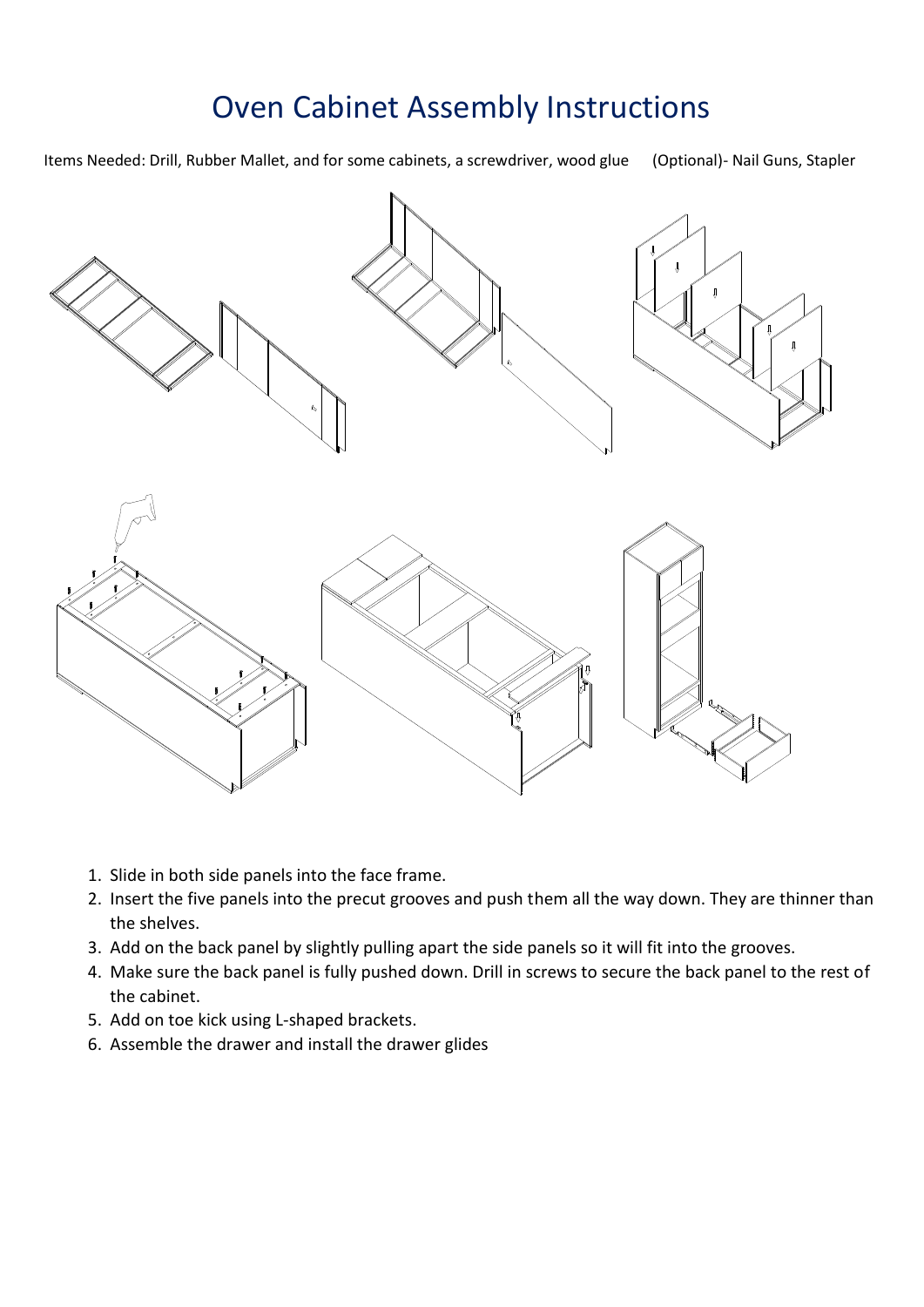# Oven Cabinet Assembly Instructions

Items Needed: Drill, Rubber Mallet, and for some cabinets, a screwdriver, wood glue (Optional)- Nail Guns, Stapler

1. Slide in both side panels into the face frame.
2. Insert the five panels into the precut grooves and push them all the way down. They are thinner than the shelves.
3. Add on the back panel by slightly pulling apart the side panels so it will fit into the grooves.
4. Make sure the back panel is fully pushed down. Drill in screws to secure the back panel to the rest of the cabinet.
5. Add on toe kick using L-shaped brackets.
6. Assemble the drawer and install the drawer glides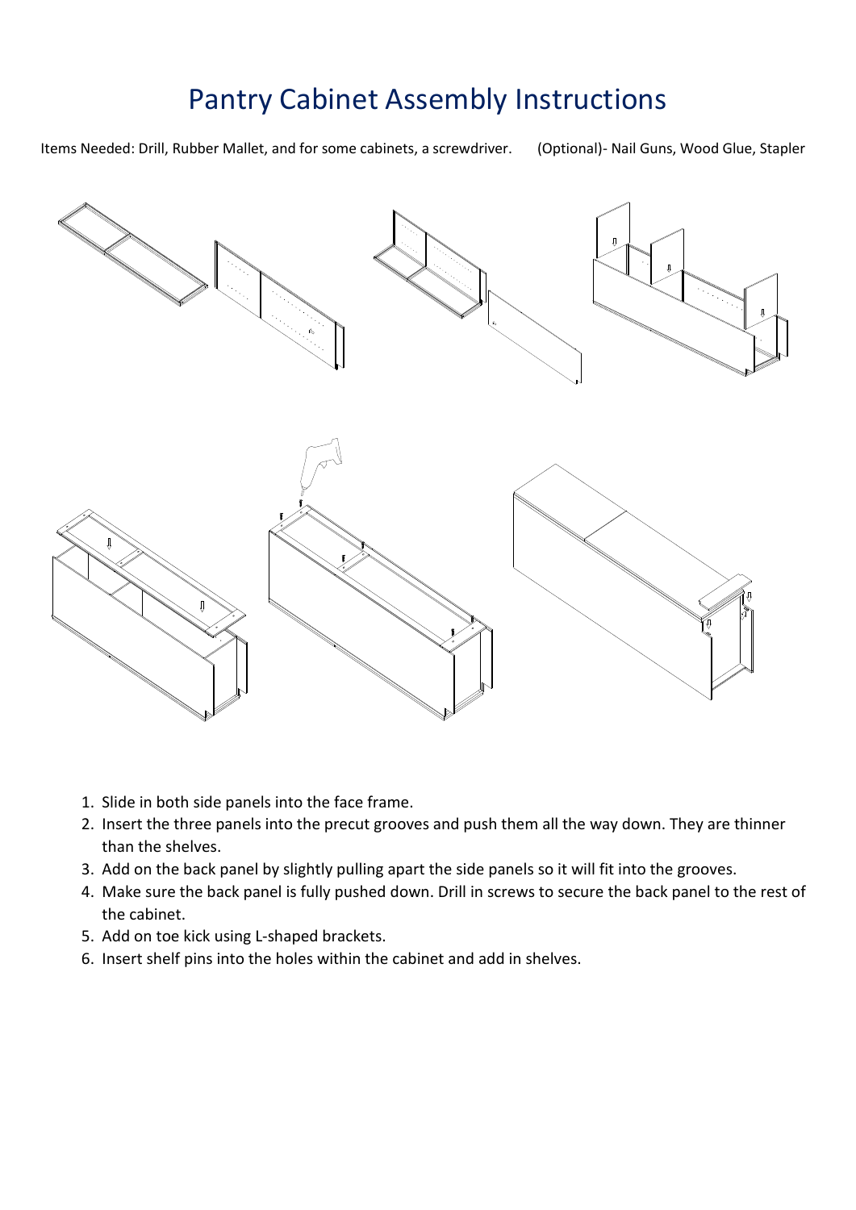# Pantry Cabinet Assembly Instructions

Items Needed: Drill, Rubber Mallet, and for some cabinets, a screwdriver. (Optional)- Nail Guns, Wood Glue, Stapler

1. Slide in both side panels into the face frame.
2. Insert the three panels into the precut grooves and push them all the way down. They are thinner than the shelves.
3. Add on the back panel by slightly pulling apart the side panels so it will fit into the grooves.
4. Make sure the back panel is fully pushed down. Drill in screws to secure the back panel to the rest of the cabinet.
5. Add on toe kick using L-shaped brackets.
6. Insert shelf pins into the holes within the cabinet and add in shelves.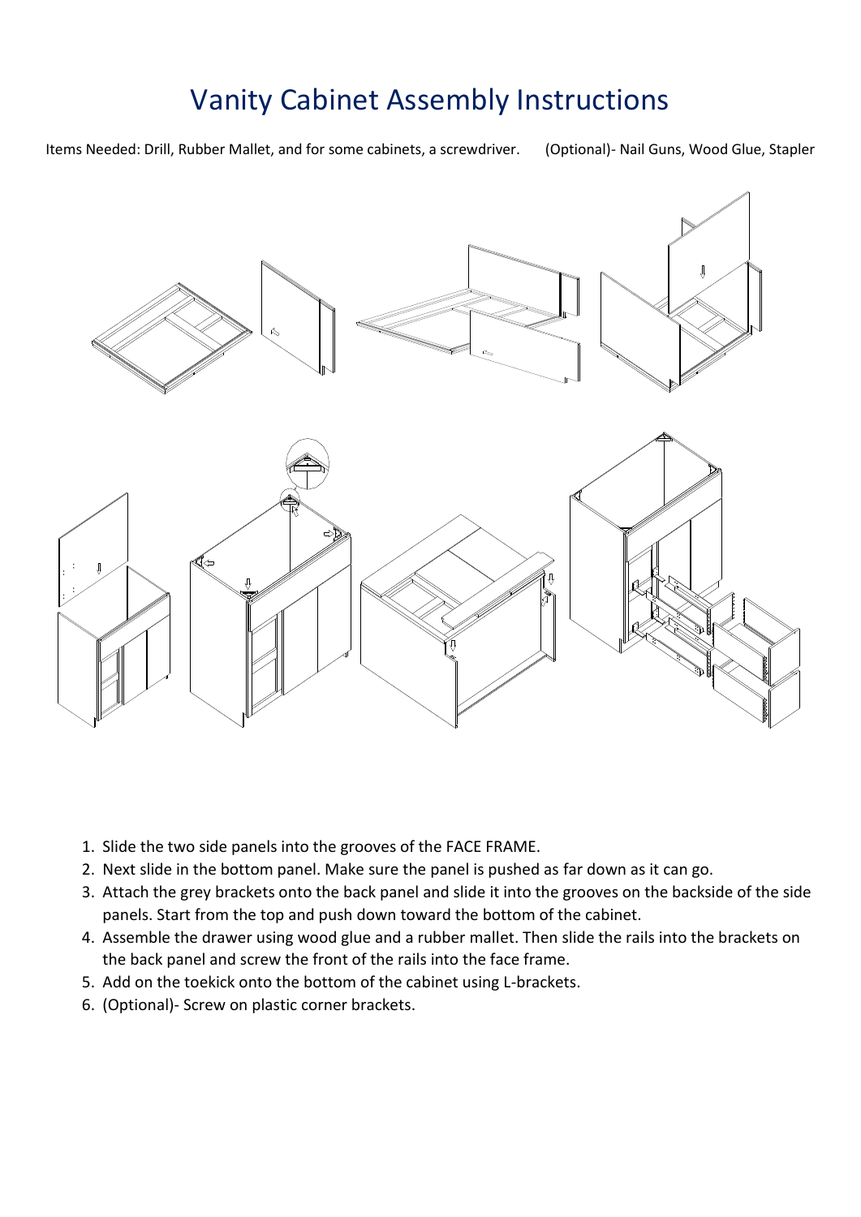# Vanity Cabinet Assembly Instructions

Items Needed: Drill, Rubber Mallet, and for some cabinets, a screwdriver. (Optional)- Nail Guns, Wood Glue, Stapler

1. Slide the two side panels into the grooves of the FACE FRAME.
2. Next slide in the bottom panel. Make sure the panel is pushed as far down as it can go.
3. Attach the grey brackets onto the back panel and slide it into the grooves on the backside of the side panels. Start from the top and push down toward the bottom of the cabinet.
4. Assemble the drawer using wood glue and a rubber mallet. Then slide the rails into the brackets on the back panel and screw the front of the rails into the face frame.
5. Add on the toekick onto the bottom of the cabinet using L-brackets.
6. (Optional)- Screw on plastic corner brackets.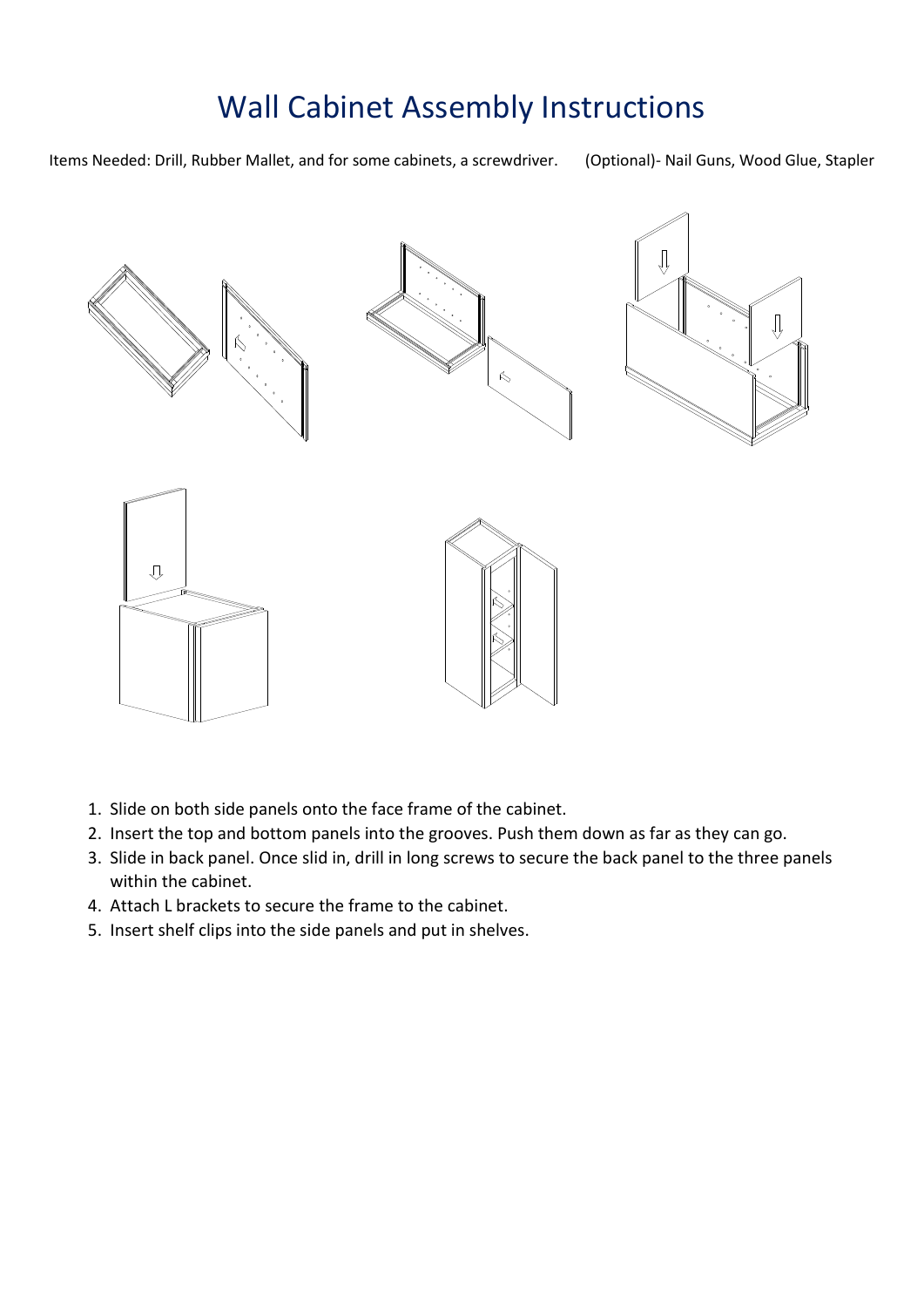# Wall Cabinet Assembly Instructions

Items Needed: Drill, Rubber Mallet, and for some cabinets, a screwdriver. (Optional)- Nail Guns, Wood Glue, Stapler

1. Slide on both side panels onto the face frame of the cabinet.
2. Insert the top and bottom panels into the grooves. Push them down as far as they can go.
3. Slide in back panel. Once slid in, drill in long screws to secure the back panel to the three panels within the cabinet.
4. Attach L brackets to secure the frame to the cabinet.
5. Insert shelf clips into the side panels and put in shelves.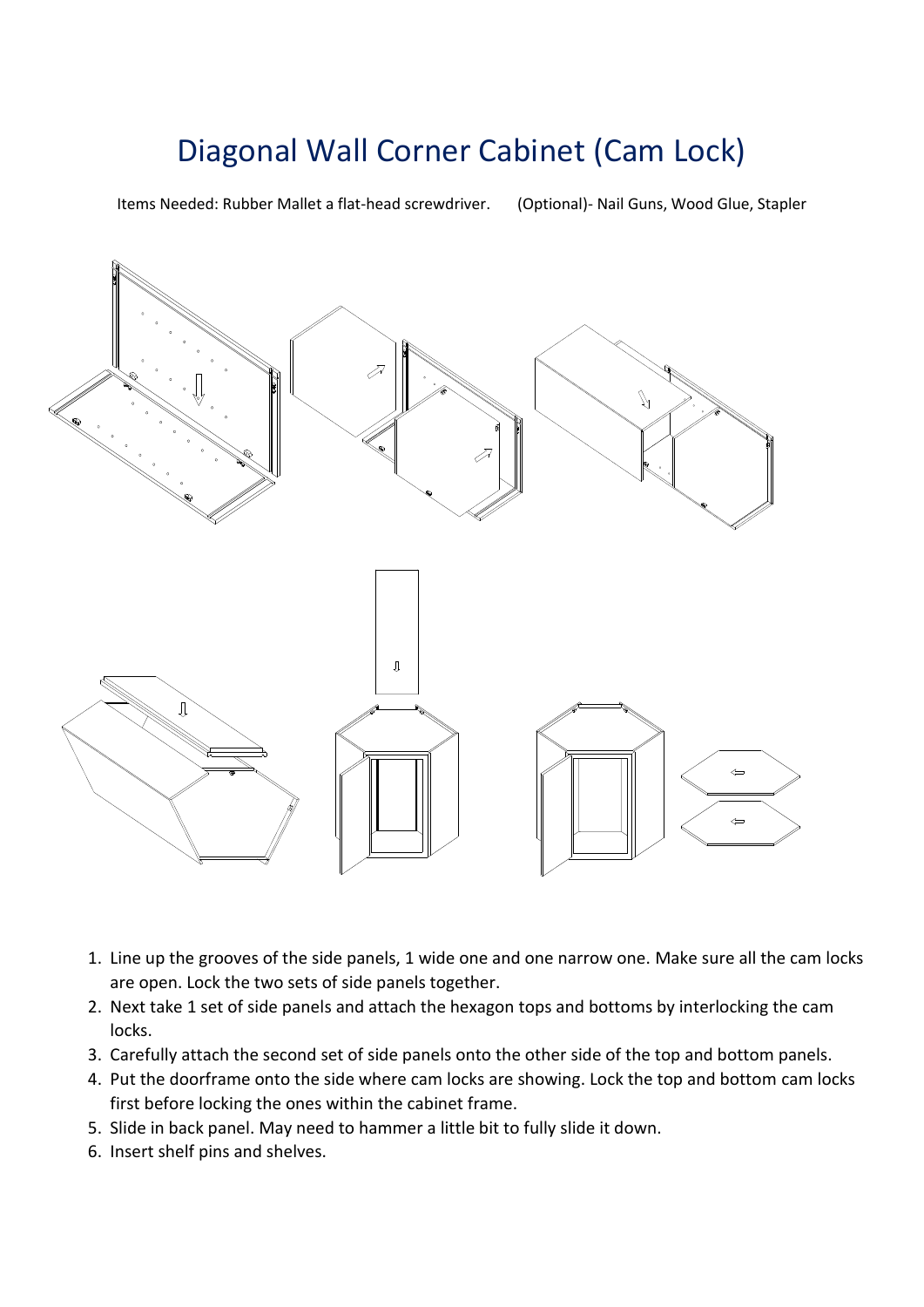# Diagonal Wall Corner Cabinet (Cam Lock)

Items Needed: Rubber Mallet a flat-head screwdriver.      (Optional)- Nail Guns, Wood Glue, Stapler

1. Line up the grooves of the side panels, 1 wide one and one narrow one. Make sure all the cam locks are open. Lock the two sets of side panels together.
2. Next take 1 set of side panels and attach the hexagon tops and bottoms by interlocking the cam locks.
3. Carefully attach the second set of side panels onto the other side of the top and bottom panels.
4. Put the doorframe onto the side where cam locks are showing. Lock the top and bottom cam locks first before locking the ones within the cabinet frame.
5. Slide in back panel. May need to hammer a little bit to fully slide it down.
6. Insert shelf pins and shelves.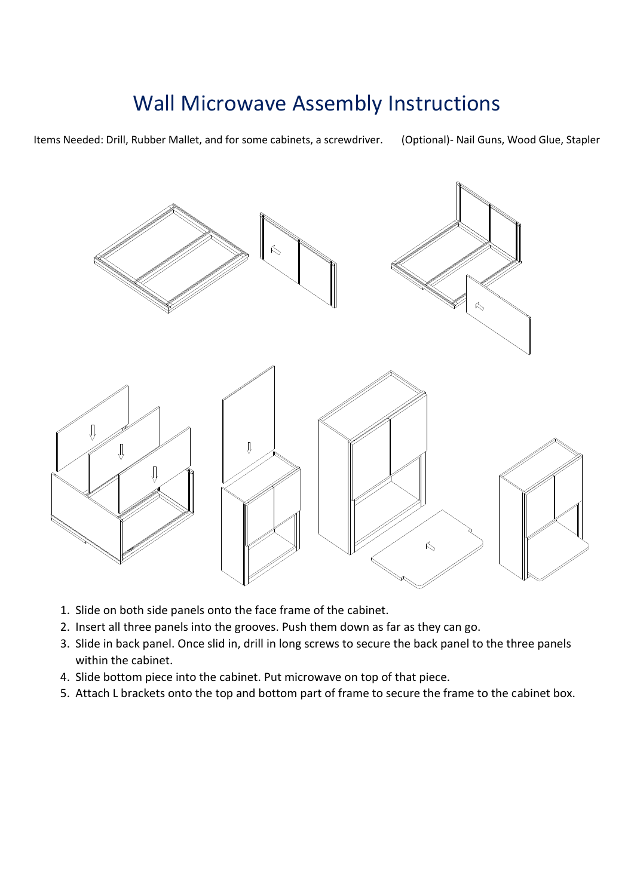# Wall Microwave Assembly Instructions

Items Needed: Drill, Rubber Mallet, and for some cabinets, a screwdriver. (Optional)- Nail Guns, Wood Glue, Stapler

1. Slide on both side panels onto the face frame of the cabinet.
2. Insert all three panels into the grooves. Push them down as far as they can go.
3. Slide in back panel. Once slid in, drill in long screws to secure the back panel to the three panels within the cabinet.
4. Slide bottom piece into the cabinet. Put microwave on top of that piece.
5. Attach L brackets onto the top and bottom part of frame to secure the frame to the cabinet box.